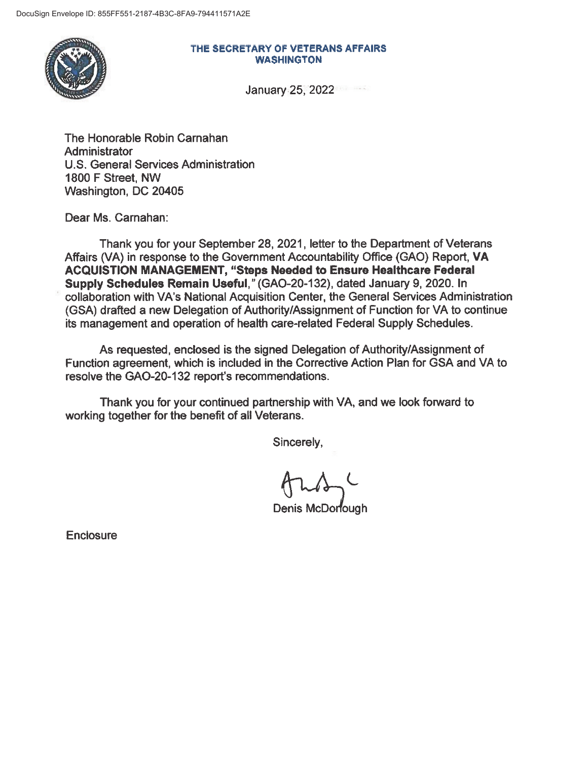DocuSign Envelope ID: 855FF551-2187-4B3C-8FA9-794411571A2E

**THE SECRETARY OF VETERANS AFFAIRS**
**WASHINGTON**

January 25, 2022

The Honorable Robin Carnahan
Administrator
U.S. General Services Administration
1800 F Street, NW
Washington, DC 20405

Dear Ms. Carnahan:

Thank you for your September 28, 2021, letter to the Department of Veterans Affairs (VA) in response to the Government Accountability Office (GAO) Report, **VA ACQUISTION MANAGEMENT, "Steps Needed to Ensure Healthcare Federal Supply Schedules Remain Useful**," (GAO-20-132), dated January 9, 2020. In collaboration with VA's National Acquisition Center, the General Services Administration (GSA) drafted a new Delegation of Authority/Assignment of Function for VA to continue its management and operation of health care-related Federal Supply Schedules.

As requested, enclosed is the signed Delegation of Authority/Assignment of Function agreement, which is included in the Corrective Action Plan for GSA and VA to resolve the GAO-20-132 report's recommendations.

Thank you for your continued partnership with VA, and we look forward to working together for the benefit of all Veterans.

Sincerely,

Denis McDonough

Enclosure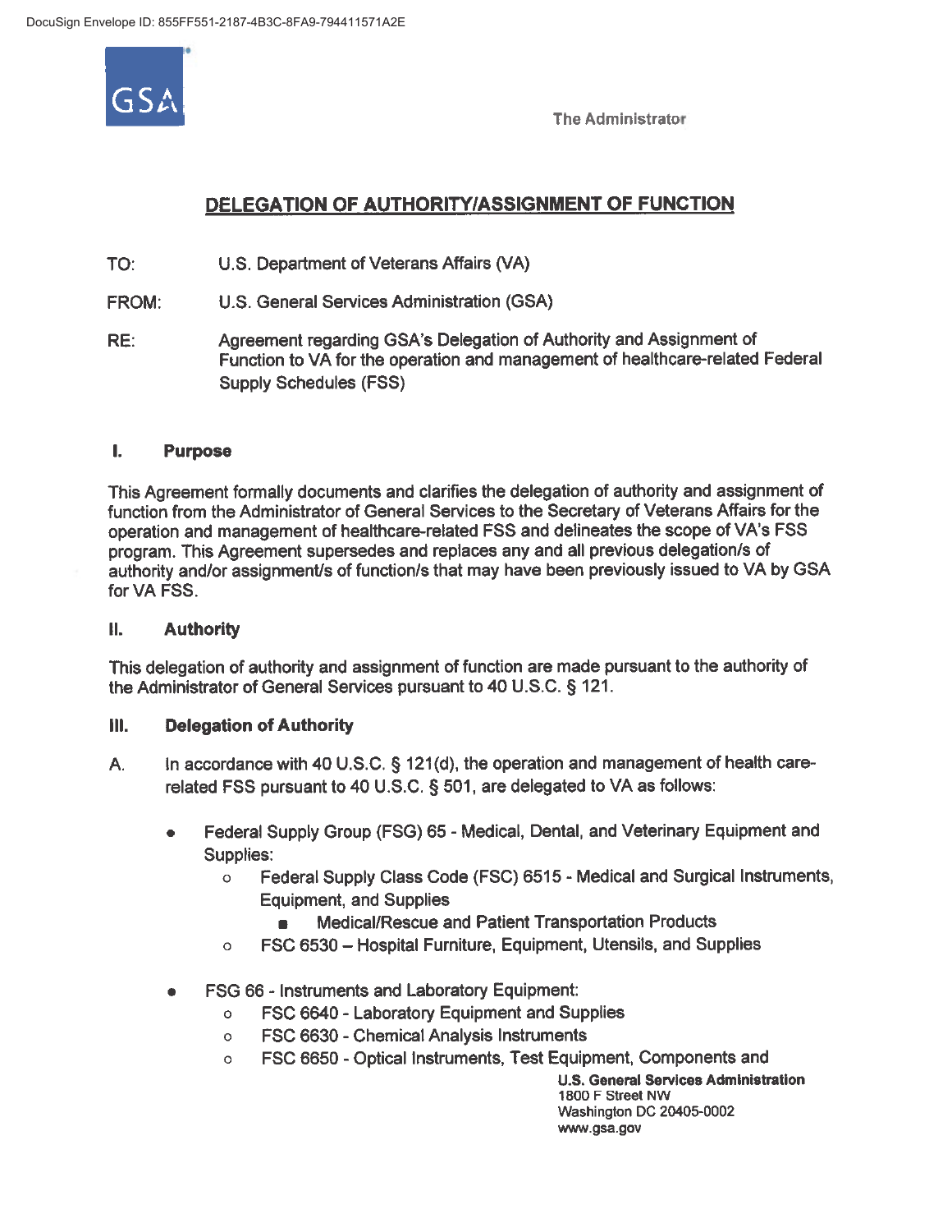DocuSign Envelope ID: 855FF551-2187-4B3C-8FA9-794411571A2E

The Administrator

## DELEGATION OF AUTHORITY/ASSIGNMENT OF FUNCTION

TO: U.S. Department of Veterans Affairs (VA)

FROM: U.S. General Services Administration (GSA)

RE: Agreement regarding GSA's Delegation of Authority and Assignment of Function to VA for the operation and management of healthcare-related Federal Supply Schedules (FSS)

### I. Purpose

This Agreement formally documents and clarifies the delegation of authority and assignment of function from the Administrator of General Services to the Secretary of Veterans Affairs for the operation and management of healthcare-related FSS and delineates the scope of VA's FSS program. This Agreement supersedes and replaces any and all previous delegation/s of authority and/or assignment/s of function/s that may have been previously issued to VA by GSA for VA FSS.

### II. Authority

This delegation of authority and assignment of function are made pursuant to the authority of the Administrator of General Services pursuant to 40 U.S.C. § 121.

### III. Delegation of Authority

A. In accordance with 40 U.S.C. § 121(d), the operation and management of health care-related FSS pursuant to 40 U.S.C. § 501, are delegated to VA as follows:

- Federal Supply Group (FSG) 65 - Medical, Dental, and Veterinary Equipment and Supplies:
  - Federal Supply Class Code (FSC) 6515 - Medical and Surgical Instruments, Equipment, and Supplies
    - Medical/Rescue and Patient Transportation Products
  - FSC 6530 – Hospital Furniture, Equipment, Utensils, and Supplies

- FSG 66 - Instruments and Laboratory Equipment:
  - FSC 6640 - Laboratory Equipment and Supplies
  - FSC 6630 - Chemical Analysis Instruments
  - FSC 6650 - Optical Instruments, Test Equipment, Components and

U.S. General Services Administration
1800 F Street NW
Washington DC 20405-0002
www.gsa.gov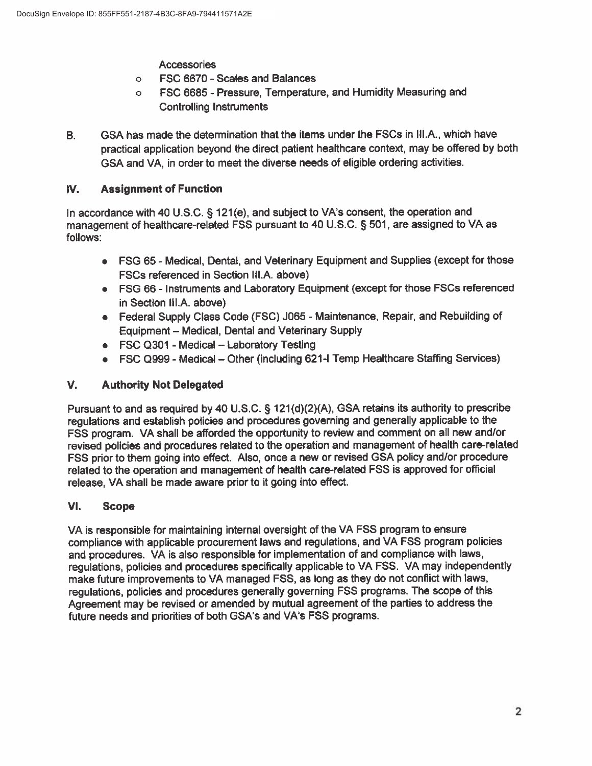Accessories

- FSC 6670 - Scales and Balances
- FSC 6685 - Pressure, Temperature, and Humidity Measuring and Controlling Instruments

B. GSA has made the determination that the items under the FSCs in III.A., which have practical application beyond the direct patient healthcare context, may be offered by both GSA and VA, in order to meet the diverse needs of eligible ordering activities.

## IV. Assignment of Function

In accordance with 40 U.S.C. § 121(e), and subject to VA's consent, the operation and management of healthcare-related FSS pursuant to 40 U.S.C. § 501, are assigned to VA as follows:

- FSG 65 - Medical, Dental, and Veterinary Equipment and Supplies (except for those FSCs referenced in Section III.A. above)
- FSG 66 - Instruments and Laboratory Equipment (except for those FSCs referenced in Section III.A. above)
- Federal Supply Class Code (FSC) J065 - Maintenance, Repair, and Rebuilding of Equipment – Medical, Dental and Veterinary Supply
- FSC Q301 - Medical – Laboratory Testing
- FSC Q999 - Medical – Other (including 621-I Temp Healthcare Staffing Services)

## V. Authority Not Delegated

Pursuant to and as required by 40 U.S.C. § 121(d)(2)(A), GSA retains its authority to prescribe regulations and establish policies and procedures governing and generally applicable to the FSS program. VA shall be afforded the opportunity to review and comment on all new and/or revised policies and procedures related to the operation and management of health care-related FSS prior to them going into effect. Also, once a new or revised GSA policy and/or procedure related to the operation and management of health care-related FSS is approved for official release, VA shall be made aware prior to it going into effect.

## VI. Scope

VA is responsible for maintaining internal oversight of the VA FSS program to ensure compliance with applicable procurement laws and regulations, and VA FSS program policies and procedures. VA is also responsible for implementation of and compliance with laws, regulations, policies and procedures specifically applicable to VA FSS. VA may independently make future improvements to VA managed FSS, as long as they do not conflict with laws, regulations, policies and procedures generally governing FSS programs. The scope of this Agreement may be revised or amended by mutual agreement of the parties to address the future needs and priorities of both GSA's and VA's FSS programs.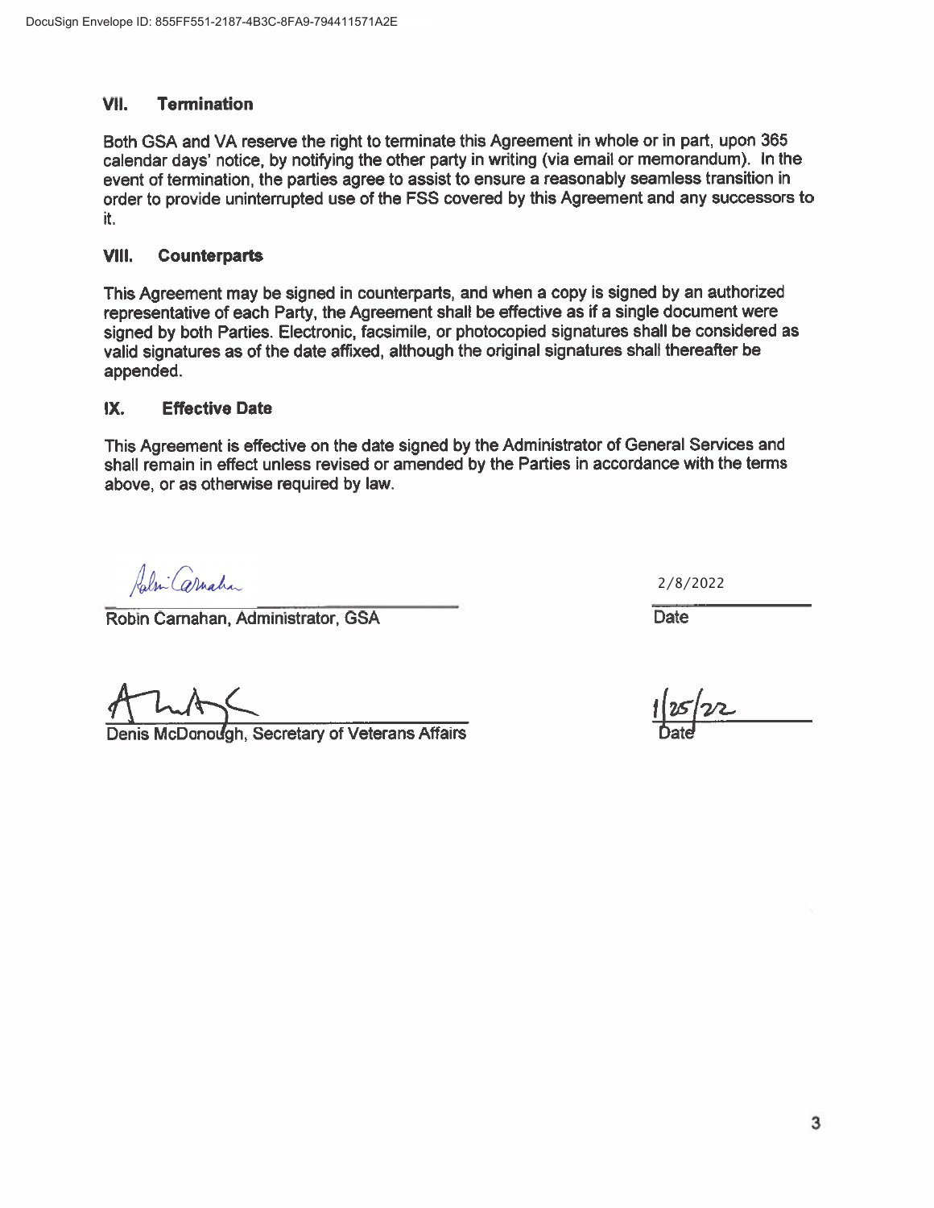## VII. Termination

Both GSA and VA reserve the right to terminate this Agreement in whole or in part, upon 365 calendar days' notice, by notifying the other party in writing (via email or memorandum). In the event of termination, the parties agree to assist to ensure a reasonably seamless transition in order to provide uninterrupted use of the FSS covered by this Agreement and any successors to it.

## VIII. Counterparts

This Agreement may be signed in counterparts, and when a copy is signed by an authorized representative of each Party, the Agreement shall be effective as if a single document were signed by both Parties. Electronic, facsimile, or photocopied signatures shall be considered as valid signatures as of the date affixed, although the original signatures shall thereafter be appended.

## IX. Effective Date

This Agreement is effective on the date signed by the Administrator of General Services and shall remain in effect unless revised or amended by the Parties in accordance with the terms above, or as otherwise required by law.

Robin Carnahan, Administrator, GSA — Date: 2/8/2022

Denis McDonough, Secretary of Veterans Affairs — Date: 1/25/22